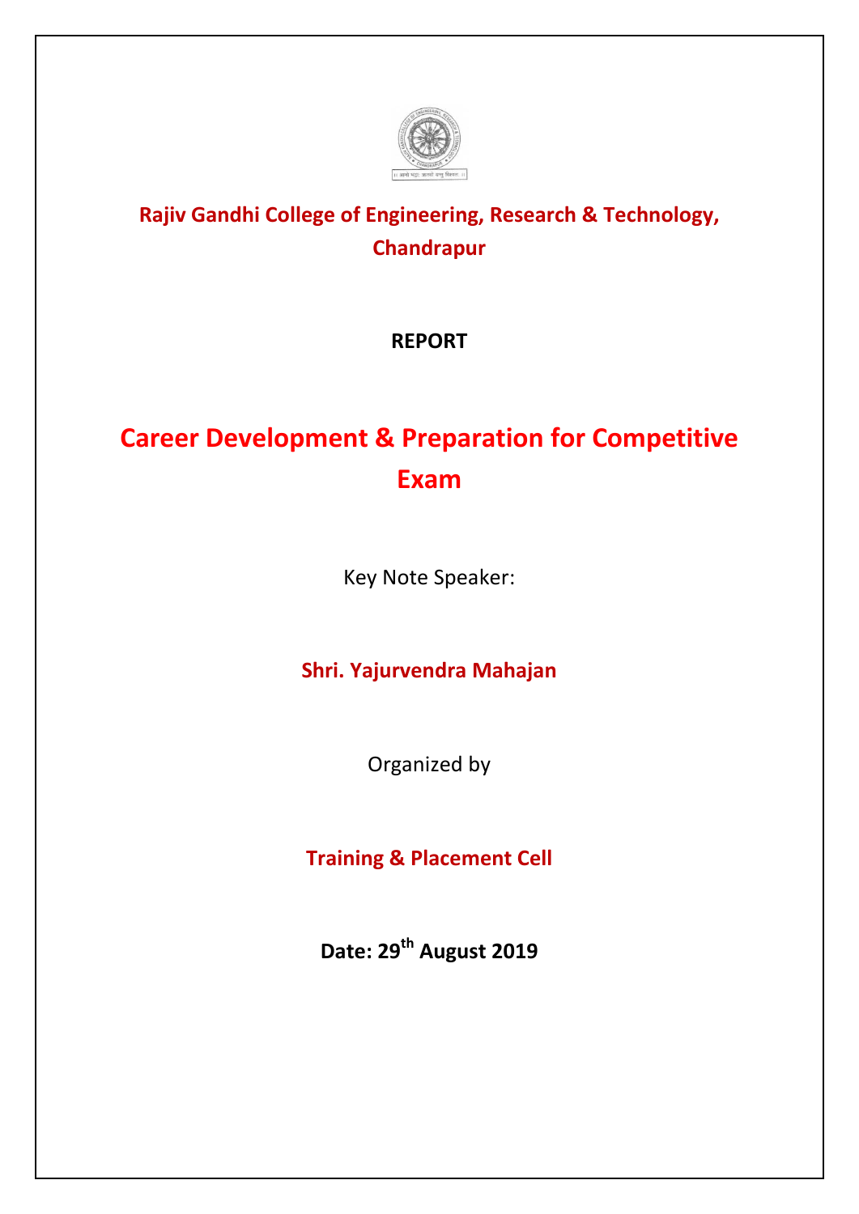**Rajiv Gandhi College of Engineering, Research & Technology, Chandrapur**

**REPORT**

# Career Development & Preparation for Competitive Exam

Key Note Speaker:

**Shri. Yajurvendra Mahajan**

Organized by

**Training & Placement Cell**

**Date: 29th August 2019**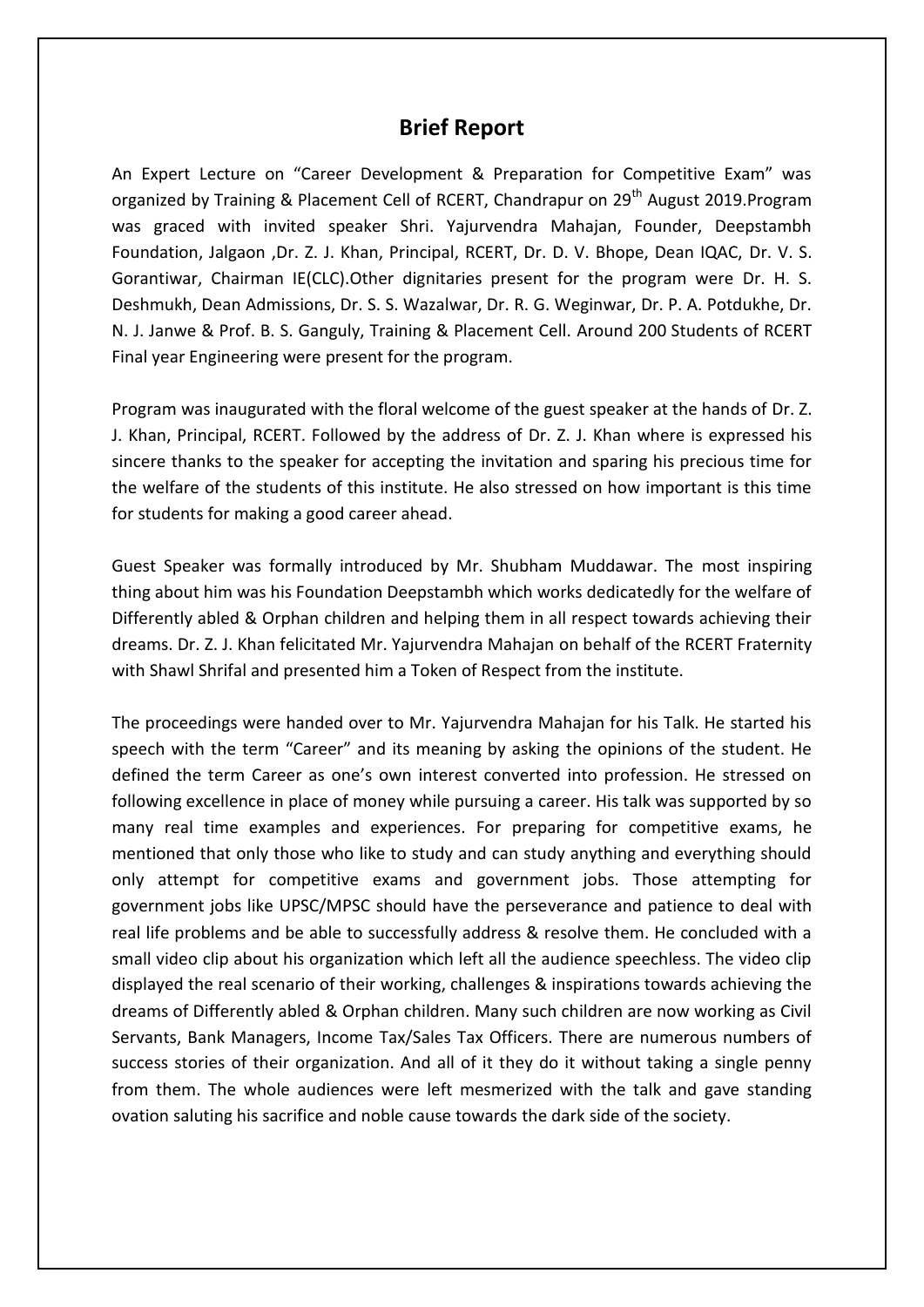## Brief Report

An Expert Lecture on "Career Development & Preparation for Competitive Exam" was organized by Training & Placement Cell of RCERT, Chandrapur on 29th August 2019.Program was graced with invited speaker Shri. Yajurvendra Mahajan, Founder, Deepstambh Foundation, Jalgaon ,Dr. Z. J. Khan, Principal, RCERT, Dr. D. V. Bhope, Dean IQAC, Dr. V. S. Gorantiwar, Chairman IE(CLC).Other dignitaries present for the program were Dr. H. S. Deshmukh, Dean Admissions, Dr. S. S. Wazalwar, Dr. R. G. Weginwar, Dr. P. A. Potdukhe, Dr. N. J. Janwe & Prof. B. S. Ganguly, Training & Placement Cell. Around 200 Students of RCERT Final year Engineering were present for the program.

Program was inaugurated with the floral welcome of the guest speaker at the hands of Dr. Z. J. Khan, Principal, RCERT. Followed by the address of Dr. Z. J. Khan where is expressed his sincere thanks to the speaker for accepting the invitation and sparing his precious time for the welfare of the students of this institute. He also stressed on how important is this time for students for making a good career ahead.

Guest Speaker was formally introduced by Mr. Shubham Muddawar. The most inspiring thing about him was his Foundation Deepstambh which works dedicatedly for the welfare of Differently abled & Orphan children and helping them in all respect towards achieving their dreams. Dr. Z. J. Khan felicitated Mr. Yajurvendra Mahajan on behalf of the RCERT Fraternity with Shawl Shrifal and presented him a Token of Respect from the institute.

The proceedings were handed over to Mr. Yajurvendra Mahajan for his Talk. He started his speech with the term "Career" and its meaning by asking the opinions of the student. He defined the term Career as one's own interest converted into profession. He stressed on following excellence in place of money while pursuing a career. His talk was supported by so many real time examples and experiences. For preparing for competitive exams, he mentioned that only those who like to study and can study anything and everything should only attempt for competitive exams and government jobs. Those attempting for government jobs like UPSC/MPSC should have the perseverance and patience to deal with real life problems and be able to successfully address & resolve them. He concluded with a small video clip about his organization which left all the audience speechless. The video clip displayed the real scenario of their working, challenges & inspirations towards achieving the dreams of Differently abled & Orphan children. Many such children are now working as Civil Servants, Bank Managers, Income Tax/Sales Tax Officers. There are numerous numbers of success stories of their organization. And all of it they do it without taking a single penny from them. The whole audiences were left mesmerized with the talk and gave standing ovation saluting his sacrifice and noble cause towards the dark side of the society.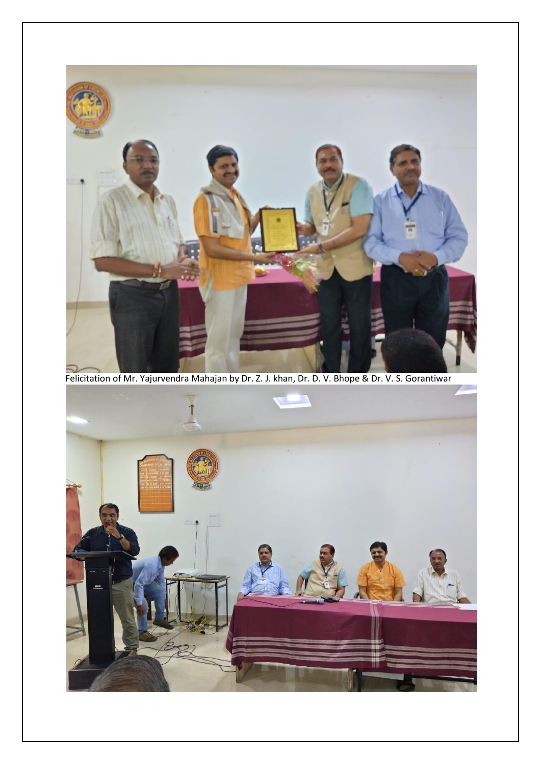Felicitation of Mr. Yajurvendra Mahajan by Dr. Z. J. khan, Dr. D. V. Bhope & Dr. V. S. Gorantiwar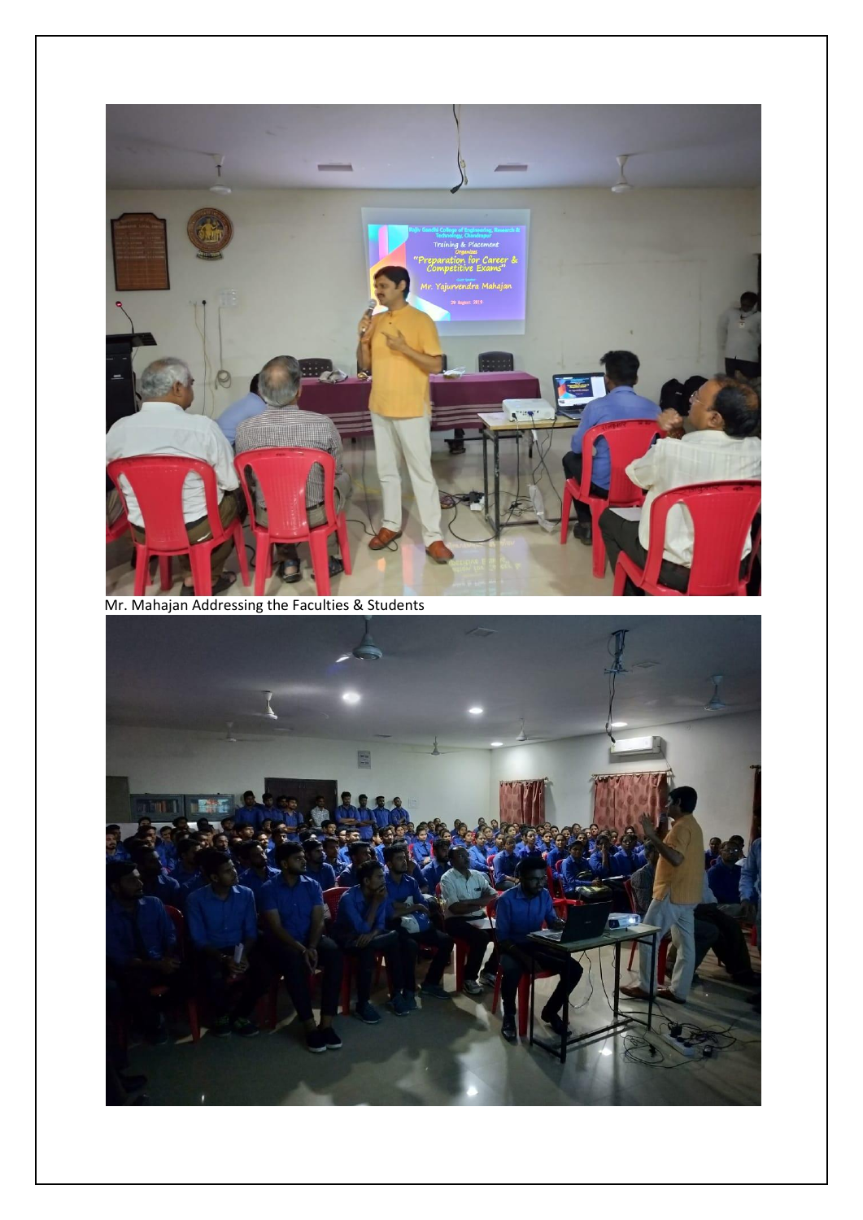Mr. Mahajan Addressing the Faculties & Students